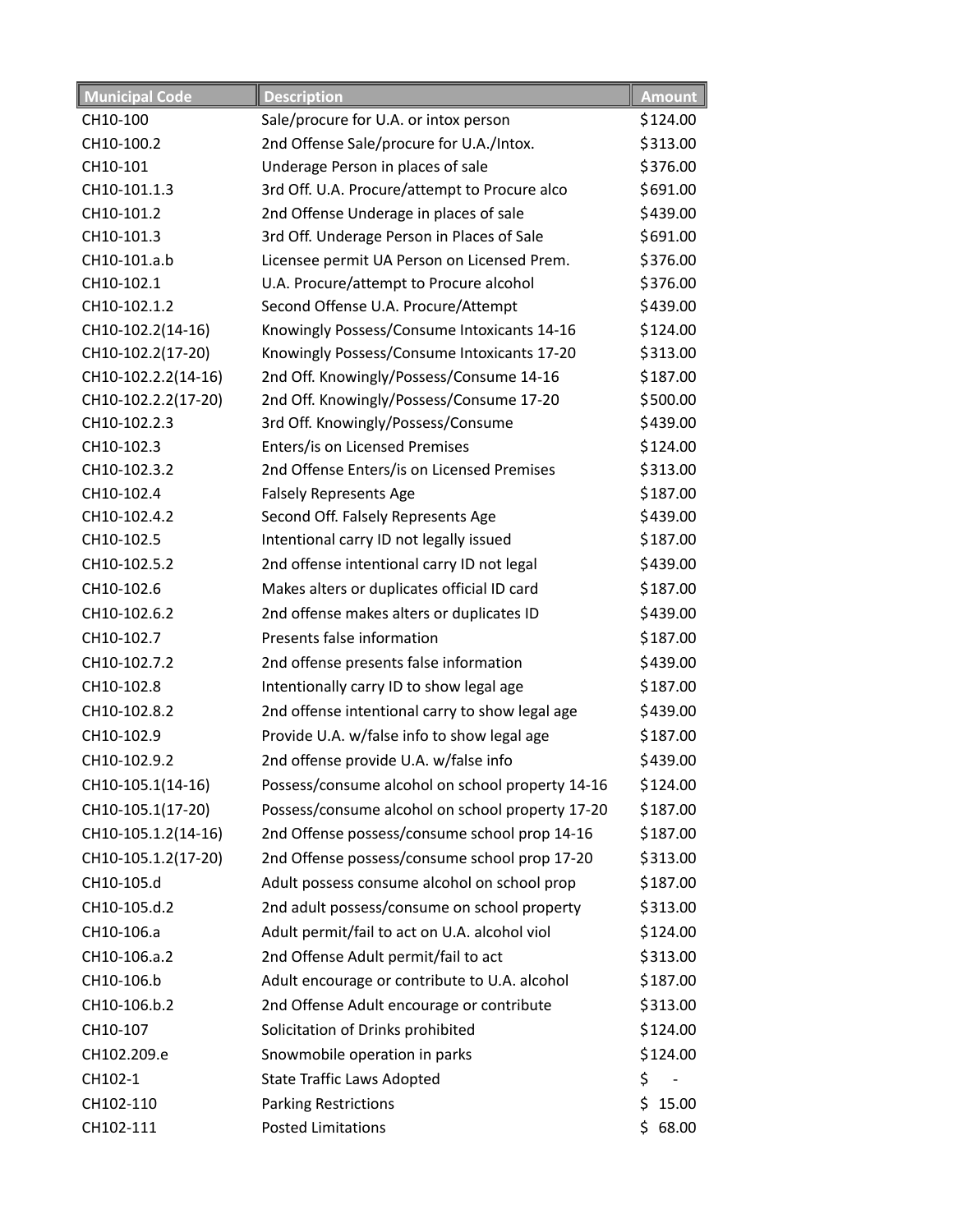| Municipal Code | Description | Amount |
|---|---|---|
| CH10-100 | Sale/procure for U.A. or intox person | $124.00 |
| CH10-100.2 | 2nd Offense Sale/procure for U.A./Intox. | $313.00 |
| CH10-101 | Underage Person in places of sale | $376.00 |
| CH10-101.1.3 | 3rd Off. U.A. Procure/attempt to Procure alco | $691.00 |
| CH10-101.2 | 2nd Offense Underage in places of sale | $439.00 |
| CH10-101.3 | 3rd Off. Underage Person in Places of Sale | $691.00 |
| CH10-101.a.b | Licensee permit UA Person on Licensed Prem. | $376.00 |
| CH10-102.1 | U.A. Procure/attempt to Procure alcohol | $376.00 |
| CH10-102.1.2 | Second Offense U.A. Procure/Attempt | $439.00 |
| CH10-102.2(14-16) | Knowingly Possess/Consume Intoxicants 14-16 | $124.00 |
| CH10-102.2(17-20) | Knowingly Possess/Consume Intoxicants 17-20 | $313.00 |
| CH10-102.2.2(14-16) | 2nd Off. Knowingly/Possess/Consume 14-16 | $187.00 |
| CH10-102.2.2(17-20) | 2nd Off. Knowingly/Possess/Consume 17-20 | $500.00 |
| CH10-102.2.3 | 3rd Off. Knowingly/Possess/Consume | $439.00 |
| CH10-102.3 | Enters/is on Licensed Premises | $124.00 |
| CH10-102.3.2 | 2nd Offense Enters/is on Licensed Premises | $313.00 |
| CH10-102.4 | Falsely Represents Age | $187.00 |
| CH10-102.4.2 | Second Off. Falsely Represents Age | $439.00 |
| CH10-102.5 | Intentional carry ID not legally issued | $187.00 |
| CH10-102.5.2 | 2nd offense intentional carry ID not legal | $439.00 |
| CH10-102.6 | Makes alters or duplicates official ID card | $187.00 |
| CH10-102.6.2 | 2nd offense makes alters or duplicates ID | $439.00 |
| CH10-102.7 | Presents false information | $187.00 |
| CH10-102.7.2 | 2nd offense presents false information | $439.00 |
| CH10-102.8 | Intentionally carry ID to show legal age | $187.00 |
| CH10-102.8.2 | 2nd offense intentional carry to show legal age | $439.00 |
| CH10-102.9 | Provide U.A. w/false info to show legal age | $187.00 |
| CH10-102.9.2 | 2nd offense provide U.A. w/false info | $439.00 |
| CH10-105.1(14-16) | Possess/consume alcohol on school property 14-16 | $124.00 |
| CH10-105.1(17-20) | Possess/consume alcohol on school property 17-20 | $187.00 |
| CH10-105.1.2(14-16) | 2nd Offense possess/consume school prop 14-16 | $187.00 |
| CH10-105.1.2(17-20) | 2nd Offense possess/consume school prop 17-20 | $313.00 |
| CH10-105.d | Adult possess consume alcohol on school prop | $187.00 |
| CH10-105.d.2 | 2nd adult possess/consume on school property | $313.00 |
| CH10-106.a | Adult permit/fail to act on U.A. alcohol viol | $124.00 |
| CH10-106.a.2 | 2nd Offense Adult permit/fail to act | $313.00 |
| CH10-106.b | Adult encourage or contribute to U.A. alcohol | $187.00 |
| CH10-106.b.2 | 2nd Offense Adult encourage or contribute | $313.00 |
| CH10-107 | Solicitation of Drinks prohibited | $124.00 |
| CH102.209.e | Snowmobile operation in parks | $124.00 |
| CH102-1 | State Traffic Laws Adopted | $ - |
| CH102-110 | Parking Restrictions | $ 15.00 |
| CH102-111 | Posted Limitations | $ 68.00 |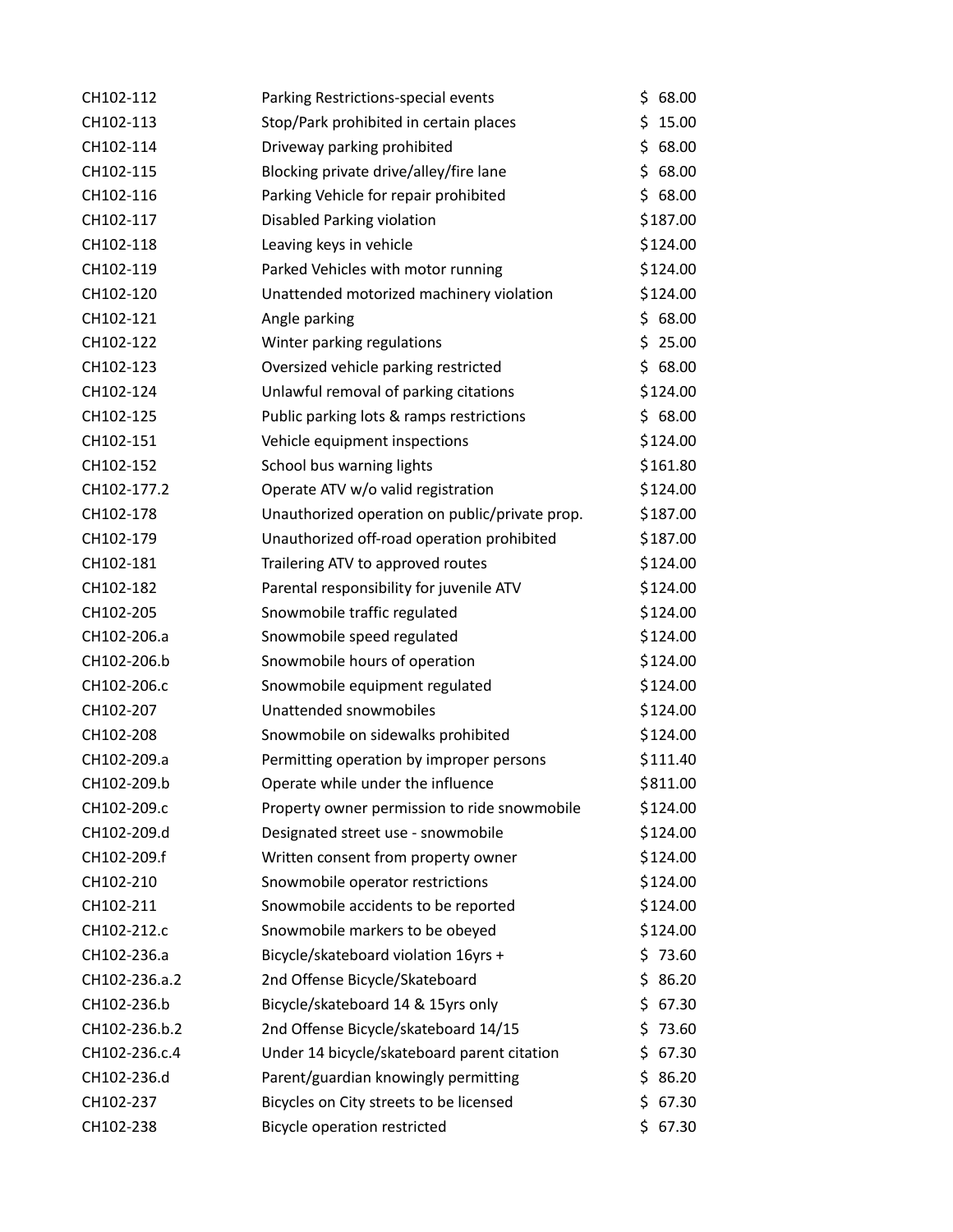| | | |
|---|---|---|
| CH102-112 | Parking Restrictions-special events | $ 68.00 |
| CH102-113 | Stop/Park prohibited in certain places | $ 15.00 |
| CH102-114 | Driveway parking prohibited | $ 68.00 |
| CH102-115 | Blocking private drive/alley/fire lane | $ 68.00 |
| CH102-116 | Parking Vehicle for repair prohibited | $ 68.00 |
| CH102-117 | Disabled Parking violation | $187.00 |
| CH102-118 | Leaving keys in vehicle | $124.00 |
| CH102-119 | Parked Vehicles with motor running | $124.00 |
| CH102-120 | Unattended motorized machinery violation | $124.00 |
| CH102-121 | Angle parking | $ 68.00 |
| CH102-122 | Winter parking regulations | $ 25.00 |
| CH102-123 | Oversized vehicle parking restricted | $ 68.00 |
| CH102-124 | Unlawful removal of parking citations | $124.00 |
| CH102-125 | Public parking lots & ramps restrictions | $ 68.00 |
| CH102-151 | Vehicle equipment inspections | $124.00 |
| CH102-152 | School bus warning lights | $161.80 |
| CH102-177.2 | Operate ATV w/o valid registration | $124.00 |
| CH102-178 | Unauthorized operation on public/private prop. | $187.00 |
| CH102-179 | Unauthorized off-road operation prohibited | $187.00 |
| CH102-181 | Trailering ATV to approved routes | $124.00 |
| CH102-182 | Parental responsibility for juvenile ATV | $124.00 |
| CH102-205 | Snowmobile traffic regulated | $124.00 |
| CH102-206.a | Snowmobile speed regulated | $124.00 |
| CH102-206.b | Snowmobile hours of operation | $124.00 |
| CH102-206.c | Snowmobile equipment regulated | $124.00 |
| CH102-207 | Unattended snowmobiles | $124.00 |
| CH102-208 | Snowmobile on sidewalks prohibited | $124.00 |
| CH102-209.a | Permitting operation by improper persons | $111.40 |
| CH102-209.b | Operate while under the influence | $811.00 |
| CH102-209.c | Property owner permission to ride snowmobile | $124.00 |
| CH102-209.d | Designated street use - snowmobile | $124.00 |
| CH102-209.f | Written consent from property owner | $124.00 |
| CH102-210 | Snowmobile operator restrictions | $124.00 |
| CH102-211 | Snowmobile accidents to be reported | $124.00 |
| CH102-212.c | Snowmobile markers to be obeyed | $124.00 |
| CH102-236.a | Bicycle/skateboard violation 16yrs + | $ 73.60 |
| CH102-236.a.2 | 2nd Offense Bicycle/Skateboard | $ 86.20 |
| CH102-236.b | Bicycle/skateboard 14 & 15yrs only | $ 67.30 |
| CH102-236.b.2 | 2nd Offense Bicycle/skateboard 14/15 | $ 73.60 |
| CH102-236.c.4 | Under 14 bicycle/skateboard parent citation | $ 67.30 |
| CH102-236.d | Parent/guardian knowingly permitting | $ 86.20 |
| CH102-237 | Bicycles on City streets to be licensed | $ 67.30 |
| CH102-238 | Bicycle operation restricted | $ 67.30 |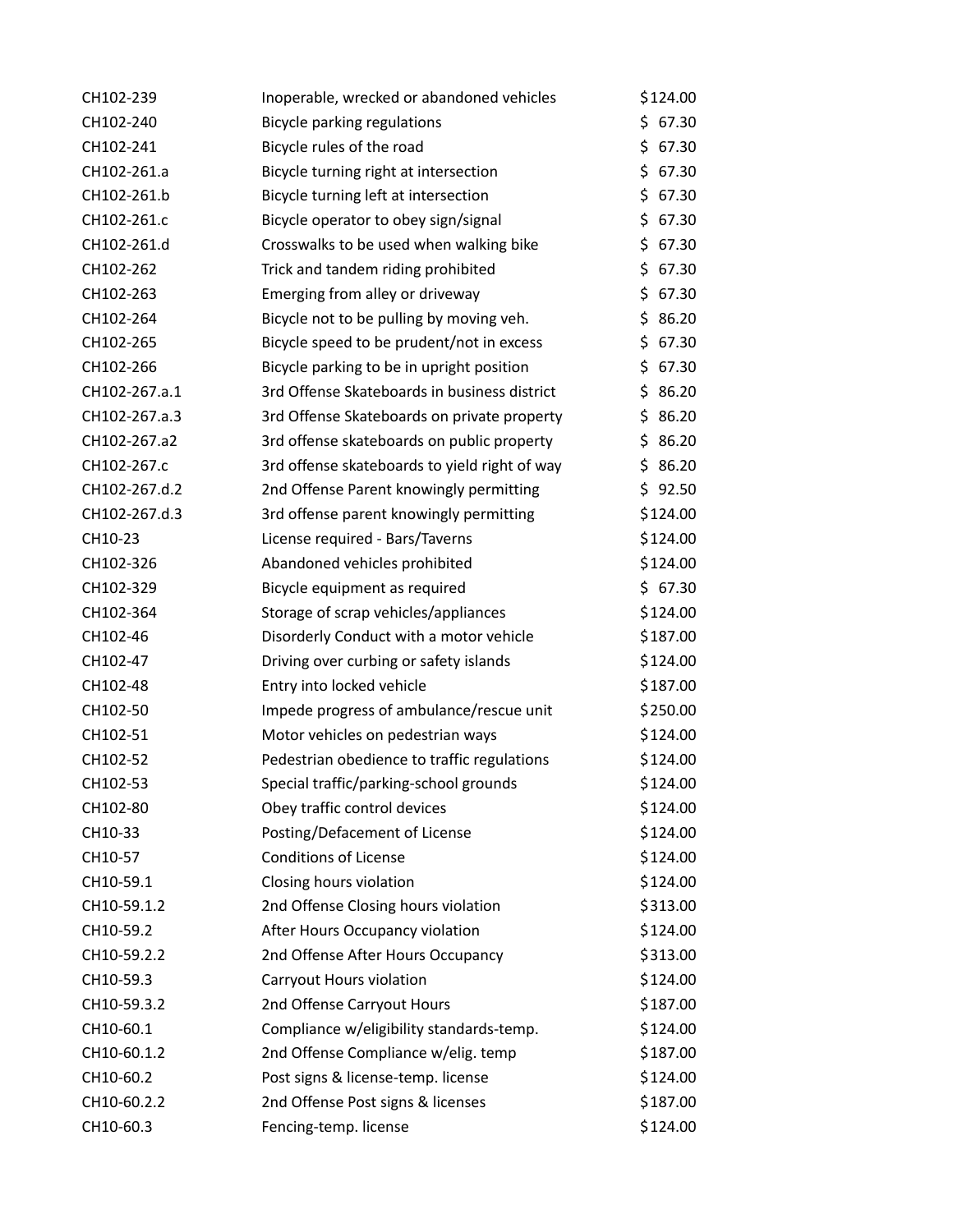| | | |
|---|---|---|
| CH102-239 | Inoperable, wrecked or abandoned vehicles | $124.00 |
| CH102-240 | Bicycle parking regulations | $ 67.30 |
| CH102-241 | Bicycle rules of the road | $ 67.30 |
| CH102-261.a | Bicycle turning right at intersection | $ 67.30 |
| CH102-261.b | Bicycle turning left at intersection | $ 67.30 |
| CH102-261.c | Bicycle operator to obey sign/signal | $ 67.30 |
| CH102-261.d | Crosswalks to be used when walking bike | $ 67.30 |
| CH102-262 | Trick and tandem riding prohibited | $ 67.30 |
| CH102-263 | Emerging from alley or driveway | $ 67.30 |
| CH102-264 | Bicycle not to be pulling by moving veh. | $ 86.20 |
| CH102-265 | Bicycle speed to be prudent/not in excess | $ 67.30 |
| CH102-266 | Bicycle parking to be in upright position | $ 67.30 |
| CH102-267.a.1 | 3rd Offense Skateboards in business district | $ 86.20 |
| CH102-267.a.3 | 3rd Offense Skateboards on private property | $ 86.20 |
| CH102-267.a2 | 3rd offense skateboards on public property | $ 86.20 |
| CH102-267.c | 3rd offense skateboards to yield right of way | $ 86.20 |
| CH102-267.d.2 | 2nd Offense Parent knowingly permitting | $ 92.50 |
| CH102-267.d.3 | 3rd offense parent knowingly permitting | $124.00 |
| CH10-23 | License required - Bars/Taverns | $124.00 |
| CH102-326 | Abandoned vehicles prohibited | $124.00 |
| CH102-329 | Bicycle equipment as required | $ 67.30 |
| CH102-364 | Storage of scrap vehicles/appliances | $124.00 |
| CH102-46 | Disorderly Conduct with a motor vehicle | $187.00 |
| CH102-47 | Driving over curbing or safety islands | $124.00 |
| CH102-48 | Entry into locked vehicle | $187.00 |
| CH102-50 | Impede progress of ambulance/rescue unit | $250.00 |
| CH102-51 | Motor vehicles on pedestrian ways | $124.00 |
| CH102-52 | Pedestrian obedience to traffic regulations | $124.00 |
| CH102-53 | Special traffic/parking-school grounds | $124.00 |
| CH102-80 | Obey traffic control devices | $124.00 |
| CH10-33 | Posting/Defacement of License | $124.00 |
| CH10-57 | Conditions of License | $124.00 |
| CH10-59.1 | Closing hours violation | $124.00 |
| CH10-59.1.2 | 2nd Offense Closing hours violation | $313.00 |
| CH10-59.2 | After Hours Occupancy violation | $124.00 |
| CH10-59.2.2 | 2nd Offense After Hours Occupancy | $313.00 |
| CH10-59.3 | Carryout Hours violation | $124.00 |
| CH10-59.3.2 | 2nd Offense Carryout Hours | $187.00 |
| CH10-60.1 | Compliance w/eligibility standards-temp. | $124.00 |
| CH10-60.1.2 | 2nd Offense Compliance w/elig. temp | $187.00 |
| CH10-60.2 | Post signs & license-temp. license | $124.00 |
| CH10-60.2.2 | 2nd Offense Post signs & licenses | $187.00 |
| CH10-60.3 | Fencing-temp. license | $124.00 |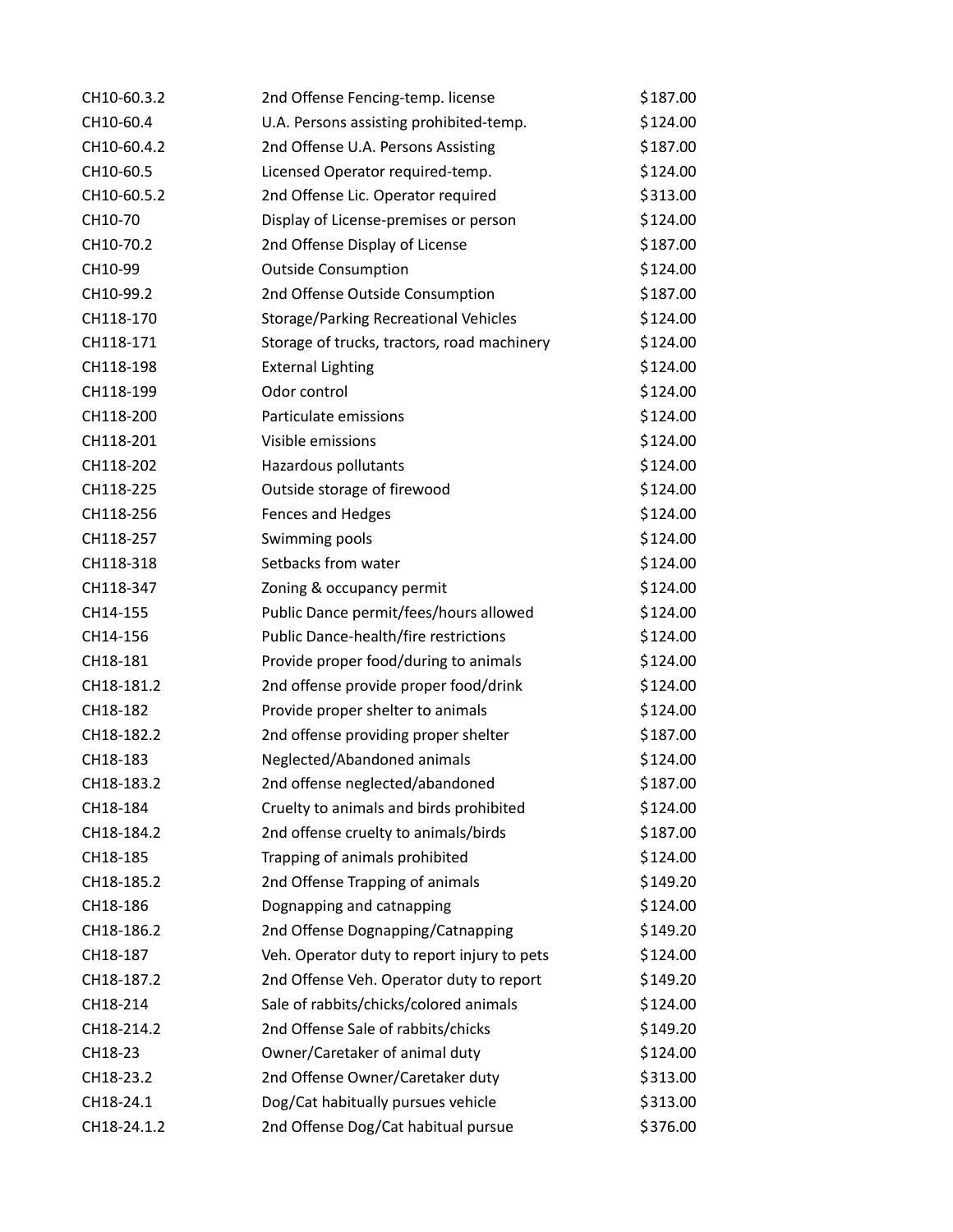| | | |
|---|---|---|
| CH10-60.3.2 | 2nd Offense Fencing-temp. license | $187.00 |
| CH10-60.4 | U.A. Persons assisting prohibited-temp. | $124.00 |
| CH10-60.4.2 | 2nd Offense U.A. Persons Assisting | $187.00 |
| CH10-60.5 | Licensed Operator required-temp. | $124.00 |
| CH10-60.5.2 | 2nd Offense Lic. Operator required | $313.00 |
| CH10-70 | Display of License-premises or person | $124.00 |
| CH10-70.2 | 2nd Offense Display of License | $187.00 |
| CH10-99 | Outside Consumption | $124.00 |
| CH10-99.2 | 2nd Offense Outside Consumption | $187.00 |
| CH118-170 | Storage/Parking Recreational Vehicles | $124.00 |
| CH118-171 | Storage of trucks, tractors, road machinery | $124.00 |
| CH118-198 | External Lighting | $124.00 |
| CH118-199 | Odor control | $124.00 |
| CH118-200 | Particulate emissions | $124.00 |
| CH118-201 | Visible emissions | $124.00 |
| CH118-202 | Hazardous pollutants | $124.00 |
| CH118-225 | Outside storage of firewood | $124.00 |
| CH118-256 | Fences and Hedges | $124.00 |
| CH118-257 | Swimming pools | $124.00 |
| CH118-318 | Setbacks from water | $124.00 |
| CH118-347 | Zoning & occupancy permit | $124.00 |
| CH14-155 | Public Dance permit/fees/hours allowed | $124.00 |
| CH14-156 | Public Dance-health/fire restrictions | $124.00 |
| CH18-181 | Provide proper food/during to animals | $124.00 |
| CH18-181.2 | 2nd offense provide proper food/drink | $124.00 |
| CH18-182 | Provide proper shelter to animals | $124.00 |
| CH18-182.2 | 2nd offense providing proper shelter | $187.00 |
| CH18-183 | Neglected/Abandoned animals | $124.00 |
| CH18-183.2 | 2nd offense neglected/abandoned | $187.00 |
| CH18-184 | Cruelty to animals and birds prohibited | $124.00 |
| CH18-184.2 | 2nd offense cruelty to animals/birds | $187.00 |
| CH18-185 | Trapping of animals prohibited | $124.00 |
| CH18-185.2 | 2nd Offense Trapping of animals | $149.20 |
| CH18-186 | Dognapping and catnapping | $124.00 |
| CH18-186.2 | 2nd Offense Dognapping/Catnapping | $149.20 |
| CH18-187 | Veh. Operator duty to report injury to pets | $124.00 |
| CH18-187.2 | 2nd Offense Veh. Operator duty to report | $149.20 |
| CH18-214 | Sale of rabbits/chicks/colored animals | $124.00 |
| CH18-214.2 | 2nd Offense Sale of rabbits/chicks | $149.20 |
| CH18-23 | Owner/Caretaker of animal duty | $124.00 |
| CH18-23.2 | 2nd Offense Owner/Caretaker duty | $313.00 |
| CH18-24.1 | Dog/Cat habitually pursues vehicle | $313.00 |
| CH18-24.1.2 | 2nd Offense Dog/Cat habitual pursue | $376.00 |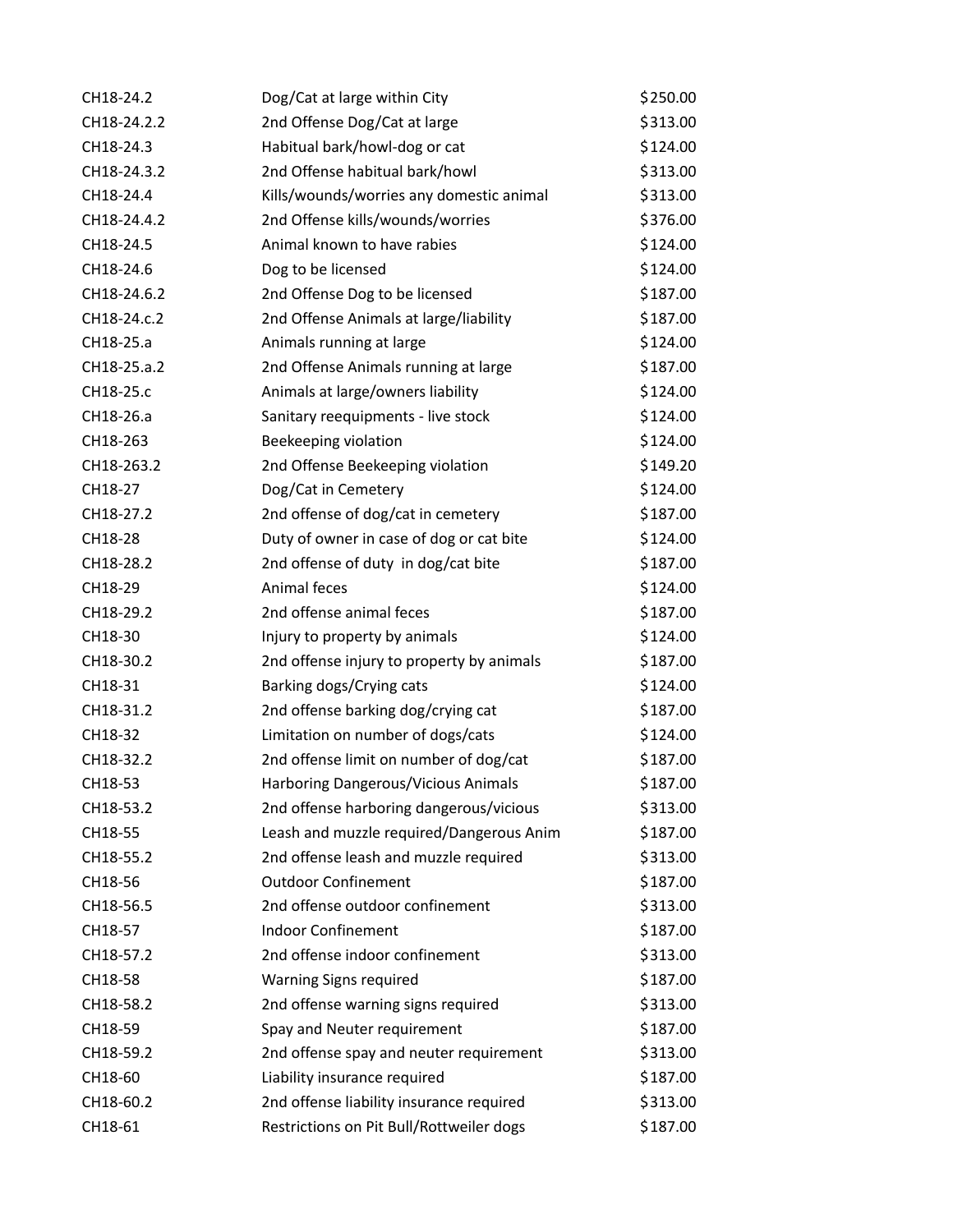| | | |
|---|---|---|
| CH18-24.2 | Dog/Cat at large within City | $250.00 |
| CH18-24.2.2 | 2nd Offense Dog/Cat at large | $313.00 |
| CH18-24.3 | Habitual bark/howl-dog or cat | $124.00 |
| CH18-24.3.2 | 2nd Offense habitual bark/howl | $313.00 |
| CH18-24.4 | Kills/wounds/worries any domestic animal | $313.00 |
| CH18-24.4.2 | 2nd Offense kills/wounds/worries | $376.00 |
| CH18-24.5 | Animal known to have rabies | $124.00 |
| CH18-24.6 | Dog to be licensed | $124.00 |
| CH18-24.6.2 | 2nd Offense Dog to be licensed | $187.00 |
| CH18-24.c.2 | 2nd Offense Animals at large/liability | $187.00 |
| CH18-25.a | Animals running at large | $124.00 |
| CH18-25.a.2 | 2nd Offense Animals running at large | $187.00 |
| CH18-25.c | Animals at large/owners liability | $124.00 |
| CH18-26.a | Sanitary reequipments - live stock | $124.00 |
| CH18-263 | Beekeeping violation | $124.00 |
| CH18-263.2 | 2nd Offense Beekeeping violation | $149.20 |
| CH18-27 | Dog/Cat in Cemetery | $124.00 |
| CH18-27.2 | 2nd offense of dog/cat in cemetery | $187.00 |
| CH18-28 | Duty of owner in case of dog or cat bite | $124.00 |
| CH18-28.2 | 2nd offense of duty in dog/cat bite | $187.00 |
| CH18-29 | Animal feces | $124.00 |
| CH18-29.2 | 2nd offense animal feces | $187.00 |
| CH18-30 | Injury to property by animals | $124.00 |
| CH18-30.2 | 2nd offense injury to property by animals | $187.00 |
| CH18-31 | Barking dogs/Crying cats | $124.00 |
| CH18-31.2 | 2nd offense barking dog/crying cat | $187.00 |
| CH18-32 | Limitation on number of dogs/cats | $124.00 |
| CH18-32.2 | 2nd offense limit on number of dog/cat | $187.00 |
| CH18-53 | Harboring Dangerous/Vicious Animals | $187.00 |
| CH18-53.2 | 2nd offense harboring dangerous/vicious | $313.00 |
| CH18-55 | Leash and muzzle required/Dangerous Anim | $187.00 |
| CH18-55.2 | 2nd offense leash and muzzle required | $313.00 |
| CH18-56 | Outdoor Confinement | $187.00 |
| CH18-56.5 | 2nd offense outdoor confinement | $313.00 |
| CH18-57 | Indoor Confinement | $187.00 |
| CH18-57.2 | 2nd offense indoor confinement | $313.00 |
| CH18-58 | Warning Signs required | $187.00 |
| CH18-58.2 | 2nd offense warning signs required | $313.00 |
| CH18-59 | Spay and Neuter requirement | $187.00 |
| CH18-59.2 | 2nd offense spay and neuter requirement | $313.00 |
| CH18-60 | Liability insurance required | $187.00 |
| CH18-60.2 | 2nd offense liability insurance required | $313.00 |
| CH18-61 | Restrictions on Pit Bull/Rottweiler dogs | $187.00 |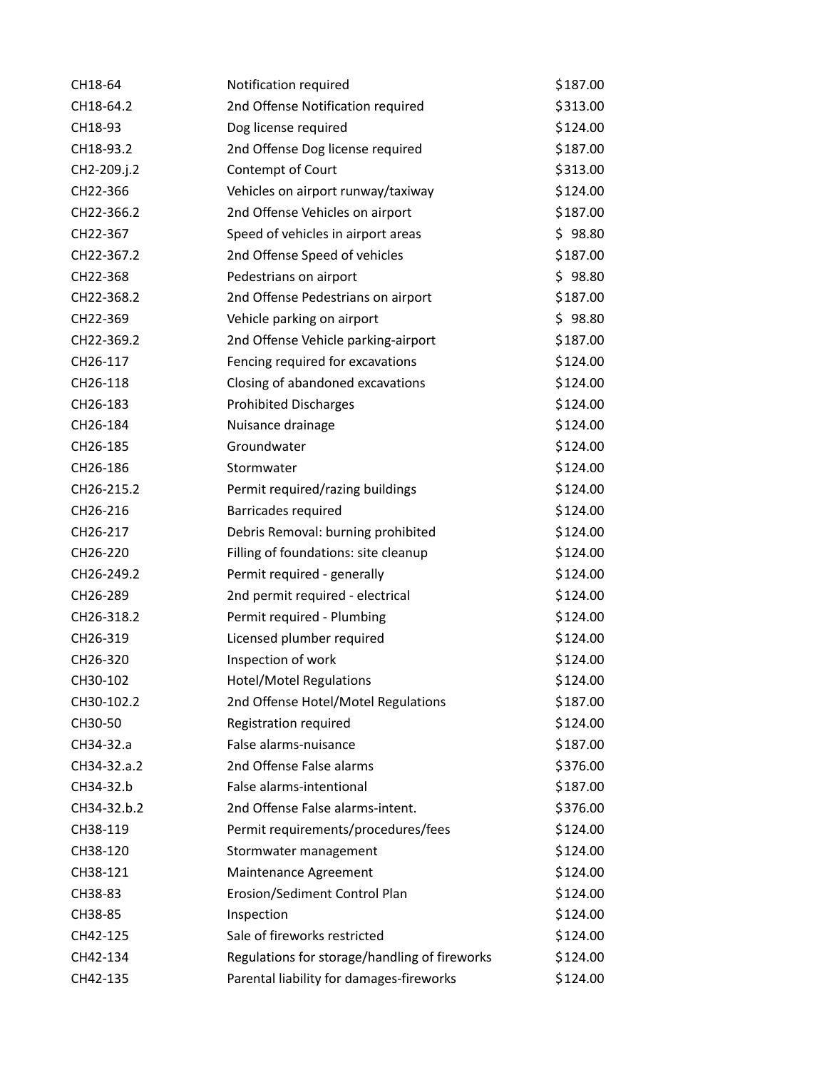| | | |
|---|---|---|
| CH18-64 | Notification required | $187.00 |
| CH18-64.2 | 2nd Offense Notification required | $313.00 |
| CH18-93 | Dog license required | $124.00 |
| CH18-93.2 | 2nd Offense Dog license required | $187.00 |
| CH2-209.j.2 | Contempt of Court | $313.00 |
| CH22-366 | Vehicles on airport runway/taxiway | $124.00 |
| CH22-366.2 | 2nd Offense Vehicles on airport | $187.00 |
| CH22-367 | Speed of vehicles in airport areas | $ 98.80 |
| CH22-367.2 | 2nd Offense Speed of vehicles | $187.00 |
| CH22-368 | Pedestrians on airport | $ 98.80 |
| CH22-368.2 | 2nd Offense Pedestrians on airport | $187.00 |
| CH22-369 | Vehicle parking on airport | $ 98.80 |
| CH22-369.2 | 2nd Offense Vehicle parking-airport | $187.00 |
| CH26-117 | Fencing required for excavations | $124.00 |
| CH26-118 | Closing of abandoned excavations | $124.00 |
| CH26-183 | Prohibited Discharges | $124.00 |
| CH26-184 | Nuisance drainage | $124.00 |
| CH26-185 | Groundwater | $124.00 |
| CH26-186 | Stormwater | $124.00 |
| CH26-215.2 | Permit required/razing buildings | $124.00 |
| CH26-216 | Barricades required | $124.00 |
| CH26-217 | Debris Removal: burning prohibited | $124.00 |
| CH26-220 | Filling of foundations: site cleanup | $124.00 |
| CH26-249.2 | Permit required - generally | $124.00 |
| CH26-289 | 2nd permit required - electrical | $124.00 |
| CH26-318.2 | Permit required - Plumbing | $124.00 |
| CH26-319 | Licensed plumber required | $124.00 |
| CH26-320 | Inspection of work | $124.00 |
| CH30-102 | Hotel/Motel Regulations | $124.00 |
| CH30-102.2 | 2nd Offense Hotel/Motel Regulations | $187.00 |
| CH30-50 | Registration required | $124.00 |
| CH34-32.a | False alarms-nuisance | $187.00 |
| CH34-32.a.2 | 2nd Offense False alarms | $376.00 |
| CH34-32.b | False alarms-intentional | $187.00 |
| CH34-32.b.2 | 2nd Offense False alarms-intent. | $376.00 |
| CH38-119 | Permit requirements/procedures/fees | $124.00 |
| CH38-120 | Stormwater management | $124.00 |
| CH38-121 | Maintenance Agreement | $124.00 |
| CH38-83 | Erosion/Sediment Control Plan | $124.00 |
| CH38-85 | Inspection | $124.00 |
| CH42-125 | Sale of fireworks restricted | $124.00 |
| CH42-134 | Regulations for storage/handling of fireworks | $124.00 |
| CH42-135 | Parental liability for damages-fireworks | $124.00 |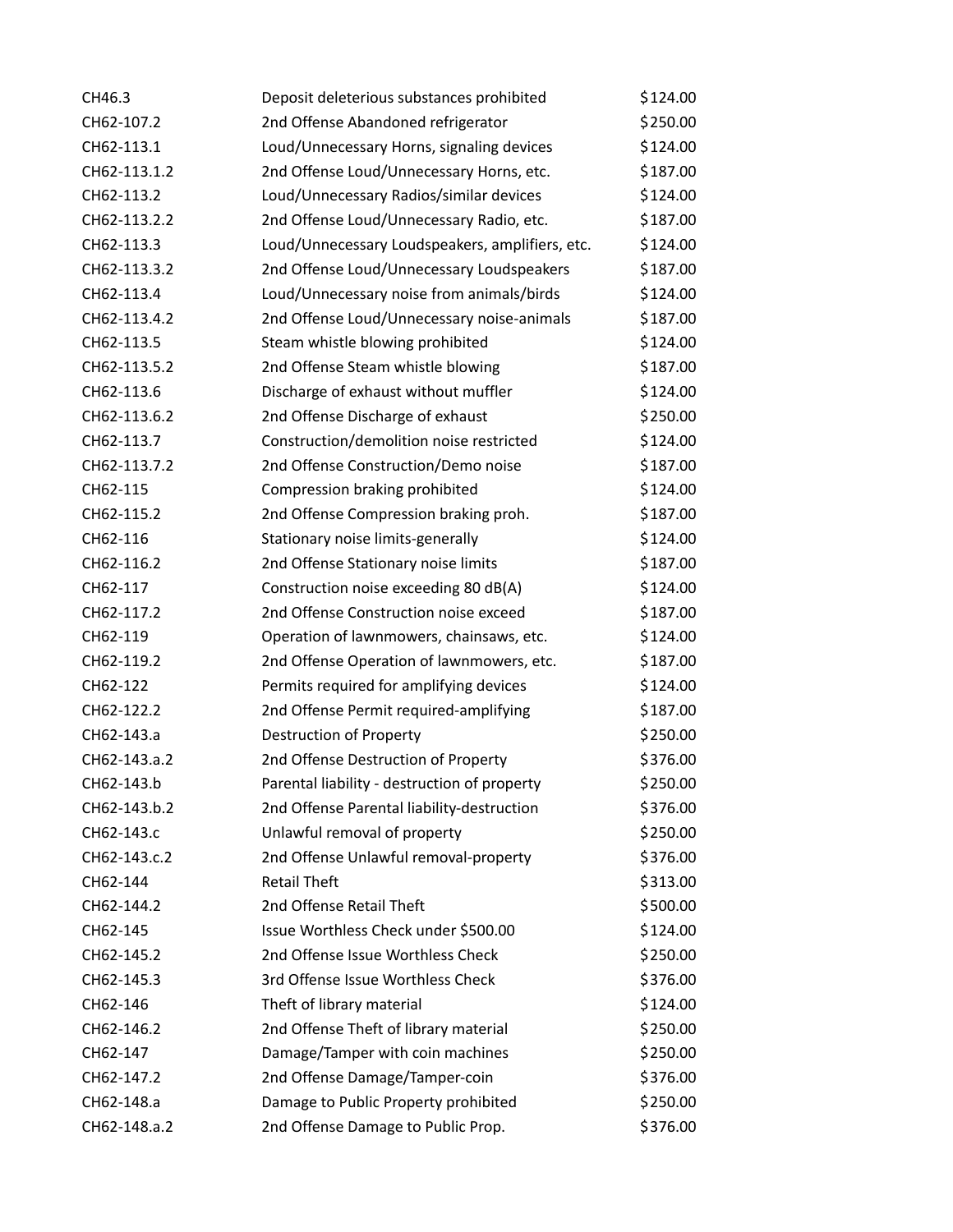| | | |
|---|---|---|
| CH46.3 | Deposit deleterious substances prohibited | $124.00 |
| CH62-107.2 | 2nd Offense Abandoned refrigerator | $250.00 |
| CH62-113.1 | Loud/Unnecessary Horns, signaling devices | $124.00 |
| CH62-113.1.2 | 2nd Offense Loud/Unnecessary Horns, etc. | $187.00 |
| CH62-113.2 | Loud/Unnecessary Radios/similar devices | $124.00 |
| CH62-113.2.2 | 2nd Offense Loud/Unnecessary Radio, etc. | $187.00 |
| CH62-113.3 | Loud/Unnecessary Loudspeakers, amplifiers, etc. | $124.00 |
| CH62-113.3.2 | 2nd Offense Loud/Unnecessary Loudspeakers | $187.00 |
| CH62-113.4 | Loud/Unnecessary noise from animals/birds | $124.00 |
| CH62-113.4.2 | 2nd Offense Loud/Unnecessary noise-animals | $187.00 |
| CH62-113.5 | Steam whistle blowing prohibited | $124.00 |
| CH62-113.5.2 | 2nd Offense Steam whistle blowing | $187.00 |
| CH62-113.6 | Discharge of exhaust without muffler | $124.00 |
| CH62-113.6.2 | 2nd Offense Discharge of exhaust | $250.00 |
| CH62-113.7 | Construction/demolition noise restricted | $124.00 |
| CH62-113.7.2 | 2nd Offense Construction/Demo noise | $187.00 |
| CH62-115 | Compression braking prohibited | $124.00 |
| CH62-115.2 | 2nd Offense Compression braking proh. | $187.00 |
| CH62-116 | Stationary noise limits-generally | $124.00 |
| CH62-116.2 | 2nd Offense Stationary noise limits | $187.00 |
| CH62-117 | Construction noise exceeding 80 dB(A) | $124.00 |
| CH62-117.2 | 2nd Offense Construction noise exceed | $187.00 |
| CH62-119 | Operation of lawnmowers, chainsaws, etc. | $124.00 |
| CH62-119.2 | 2nd Offense Operation of lawnmowers, etc. | $187.00 |
| CH62-122 | Permits required for amplifying devices | $124.00 |
| CH62-122.2 | 2nd Offense Permit required-amplifying | $187.00 |
| CH62-143.a | Destruction of Property | $250.00 |
| CH62-143.a.2 | 2nd Offense Destruction of Property | $376.00 |
| CH62-143.b | Parental liability - destruction of property | $250.00 |
| CH62-143.b.2 | 2nd Offense Parental liability-destruction | $376.00 |
| CH62-143.c | Unlawful removal of property | $250.00 |
| CH62-143.c.2 | 2nd Offense Unlawful removal-property | $376.00 |
| CH62-144 | Retail Theft | $313.00 |
| CH62-144.2 | 2nd Offense Retail Theft | $500.00 |
| CH62-145 | Issue Worthless Check under $500.00 | $124.00 |
| CH62-145.2 | 2nd Offense Issue Worthless Check | $250.00 |
| CH62-145.3 | 3rd Offense Issue Worthless Check | $376.00 |
| CH62-146 | Theft of library material | $124.00 |
| CH62-146.2 | 2nd Offense Theft of library material | $250.00 |
| CH62-147 | Damage/Tamper with coin machines | $250.00 |
| CH62-147.2 | 2nd Offense Damage/Tamper-coin | $376.00 |
| CH62-148.a | Damage to Public Property prohibited | $250.00 |
| CH62-148.a.2 | 2nd Offense Damage to Public Prop. | $376.00 |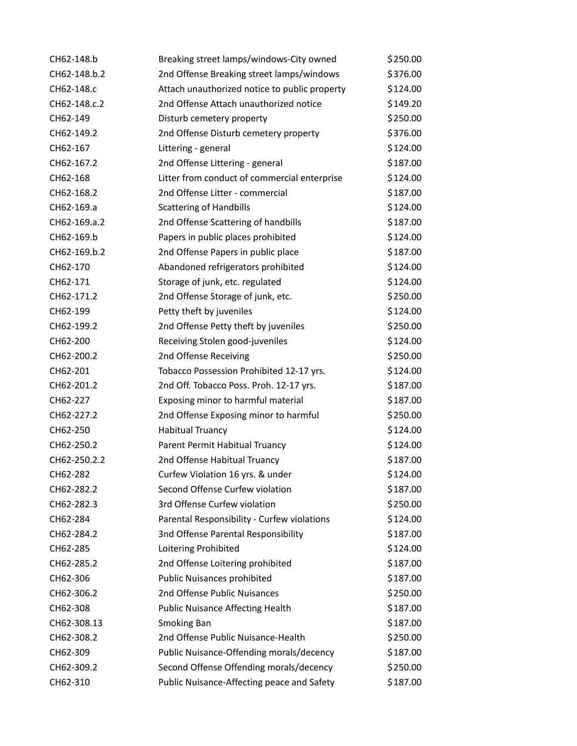| | | |
|---|---|---|
| CH62-148.b | Breaking street lamps/windows-City owned | $250.00 |
| CH62-148.b.2 | 2nd Offense Breaking street lamps/windows | $376.00 |
| CH62-148.c | Attach unauthorized notice to public property | $124.00 |
| CH62-148.c.2 | 2nd Offense Attach unauthorized notice | $149.20 |
| CH62-149 | Disturb cemetery property | $250.00 |
| CH62-149.2 | 2nd Offense Disturb cemetery property | $376.00 |
| CH62-167 | Littering - general | $124.00 |
| CH62-167.2 | 2nd Offense Littering - general | $187.00 |
| CH62-168 | Litter from conduct of commercial enterprise | $124.00 |
| CH62-168.2 | 2nd Offense Litter - commercial | $187.00 |
| CH62-169.a | Scattering of Handbills | $124.00 |
| CH62-169.a.2 | 2nd Offense Scattering of handbills | $187.00 |
| CH62-169.b | Papers in public places prohibited | $124.00 |
| CH62-169.b.2 | 2nd Offense Papers in public place | $187.00 |
| CH62-170 | Abandoned refrigerators prohibited | $124.00 |
| CH62-171 | Storage of junk, etc. regulated | $124.00 |
| CH62-171.2 | 2nd Offense Storage of junk, etc. | $250.00 |
| CH62-199 | Petty theft by juveniles | $124.00 |
| CH62-199.2 | 2nd Offense Petty theft by juveniles | $250.00 |
| CH62-200 | Receiving Stolen good-juveniles | $124.00 |
| CH62-200.2 | 2nd Offense Receiving | $250.00 |
| CH62-201 | Tobacco Possession Prohibited 12-17 yrs. | $124.00 |
| CH62-201.2 | 2nd Off. Tobacco Poss. Proh. 12-17 yrs. | $187.00 |
| CH62-227 | Exposing minor to harmful material | $187.00 |
| CH62-227.2 | 2nd Offense Exposing minor to harmful | $250.00 |
| CH62-250 | Habitual Truancy | $124.00 |
| CH62-250.2 | Parent Permit Habitual Truancy | $124.00 |
| CH62-250.2.2 | 2nd Offense Habitual Truancy | $187.00 |
| CH62-282 | Curfew Violation 16 yrs. & under | $124.00 |
| CH62-282.2 | Second Offense Curfew violation | $187.00 |
| CH62-282.3 | 3rd Offense Curfew violation | $250.00 |
| CH62-284 | Parental Responsibility - Curfew violations | $124.00 |
| CH62-284.2 | 3nd Offense Parental Responsibility | $187.00 |
| CH62-285 | Loitering Prohibited | $124.00 |
| CH62-285.2 | 2nd Offense Loitering prohibited | $187.00 |
| CH62-306 | Public Nuisances prohibited | $187.00 |
| CH62-306.2 | 2nd Offense Public Nuisances | $250.00 |
| CH62-308 | Public Nuisance Affecting Health | $187.00 |
| CH62-308.13 | Smoking Ban | $187.00 |
| CH62-308.2 | 2nd Offense Public Nuisance-Health | $250.00 |
| CH62-309 | Public Nuisance-Offending morals/decency | $187.00 |
| CH62-309.2 | Second Offense Offending morals/decency | $250.00 |
| CH62-310 | Public Nuisance-Affecting peace and Safety | $187.00 |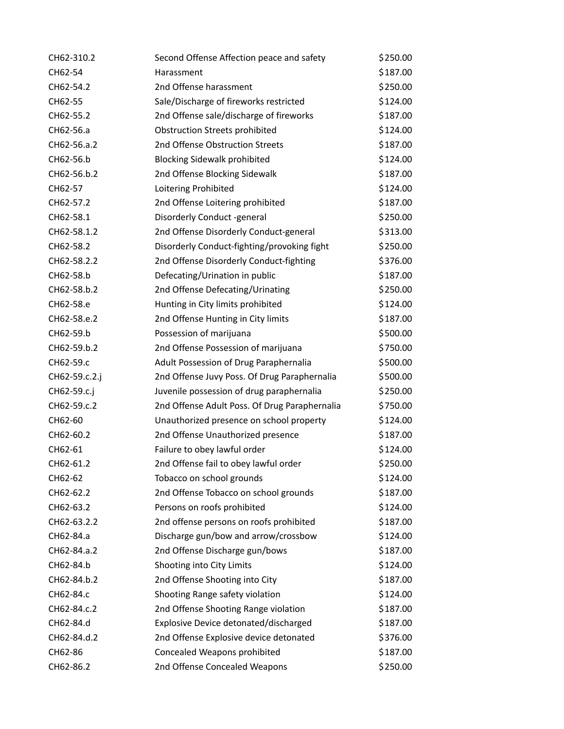| | | |
|---|---|---|
| CH62-310.2 | Second Offense Affection peace and safety | $250.00 |
| CH62-54 | Harassment | $187.00 |
| CH62-54.2 | 2nd Offense harassment | $250.00 |
| CH62-55 | Sale/Discharge of fireworks restricted | $124.00 |
| CH62-55.2 | 2nd Offense sale/discharge of fireworks | $187.00 |
| CH62-56.a | Obstruction Streets prohibited | $124.00 |
| CH62-56.a.2 | 2nd Offense Obstruction Streets | $187.00 |
| CH62-56.b | Blocking Sidewalk prohibited | $124.00 |
| CH62-56.b.2 | 2nd Offense Blocking Sidewalk | $187.00 |
| CH62-57 | Loitering Prohibited | $124.00 |
| CH62-57.2 | 2nd Offense Loitering prohibited | $187.00 |
| CH62-58.1 | Disorderly Conduct -general | $250.00 |
| CH62-58.1.2 | 2nd Offense Disorderly Conduct-general | $313.00 |
| CH62-58.2 | Disorderly Conduct-fighting/provoking fight | $250.00 |
| CH62-58.2.2 | 2nd Offense Disorderly Conduct-fighting | $376.00 |
| CH62-58.b | Defecating/Urination in public | $187.00 |
| CH62-58.b.2 | 2nd Offense Defecating/Urinating | $250.00 |
| CH62-58.e | Hunting in City limits prohibited | $124.00 |
| CH62-58.e.2 | 2nd Offense Hunting in City limits | $187.00 |
| CH62-59.b | Possession of marijuana | $500.00 |
| CH62-59.b.2 | 2nd Offense Possession of marijuana | $750.00 |
| CH62-59.c | Adult Possession of Drug Paraphernalia | $500.00 |
| CH62-59.c.2.j | 2nd Offense Juvy Poss. Of Drug Paraphernalia | $500.00 |
| CH62-59.c.j | Juvenile possession of drug paraphernalia | $250.00 |
| CH62-59.c.2 | 2nd Offense Adult Poss. Of Drug Paraphernalia | $750.00 |
| CH62-60 | Unauthorized presence on school property | $124.00 |
| CH62-60.2 | 2nd Offense Unauthorized presence | $187.00 |
| CH62-61 | Failure to obey lawful order | $124.00 |
| CH62-61.2 | 2nd Offense fail to obey lawful order | $250.00 |
| CH62-62 | Tobacco on school grounds | $124.00 |
| CH62-62.2 | 2nd Offense Tobacco on school grounds | $187.00 |
| CH62-63.2 | Persons on roofs prohibited | $124.00 |
| CH62-63.2.2 | 2nd offense persons on roofs prohibited | $187.00 |
| CH62-84.a | Discharge gun/bow and arrow/crossbow | $124.00 |
| CH62-84.a.2 | 2nd Offense Discharge gun/bows | $187.00 |
| CH62-84.b | Shooting into City Limits | $124.00 |
| CH62-84.b.2 | 2nd Offense Shooting into City | $187.00 |
| CH62-84.c | Shooting Range safety violation | $124.00 |
| CH62-84.c.2 | 2nd Offense Shooting Range violation | $187.00 |
| CH62-84.d | Explosive Device detonated/discharged | $187.00 |
| CH62-84.d.2 | 2nd Offense Explosive device detonated | $376.00 |
| CH62-86 | Concealed Weapons prohibited | $187.00 |
| CH62-86.2 | 2nd Offense Concealed Weapons | $250.00 |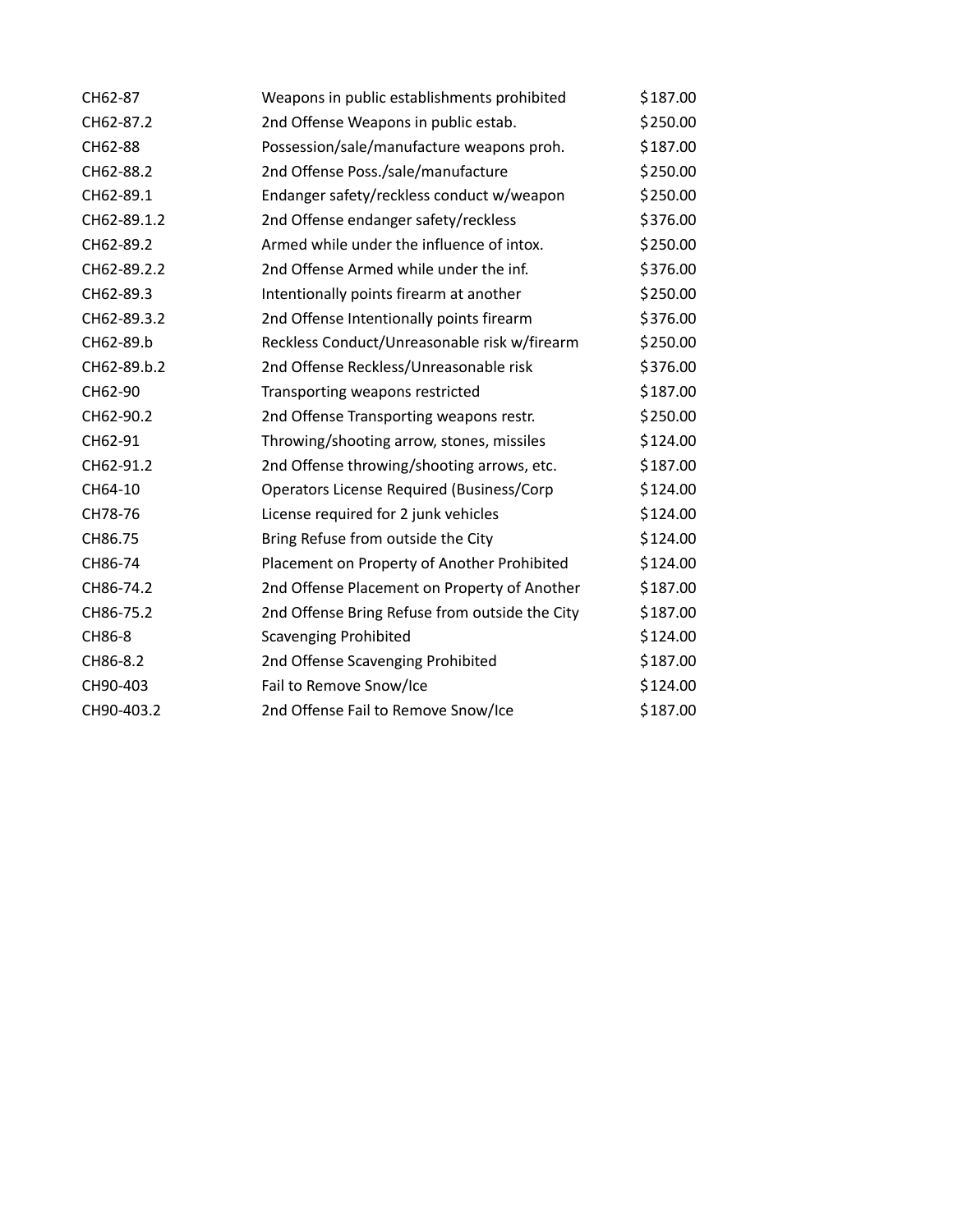| | | |
|---|---|---|
| CH62-87 | Weapons in public establishments prohibited | $187.00 |
| CH62-87.2 | 2nd Offense Weapons in public estab. | $250.00 |
| CH62-88 | Possession/sale/manufacture weapons proh. | $187.00 |
| CH62-88.2 | 2nd Offense Poss./sale/manufacture | $250.00 |
| CH62-89.1 | Endanger safety/reckless conduct w/weapon | $250.00 |
| CH62-89.1.2 | 2nd Offense endanger safety/reckless | $376.00 |
| CH62-89.2 | Armed while under the influence of intox. | $250.00 |
| CH62-89.2.2 | 2nd Offense Armed while under the inf. | $376.00 |
| CH62-89.3 | Intentionally points firearm at another | $250.00 |
| CH62-89.3.2 | 2nd Offense Intentionally points firearm | $376.00 |
| CH62-89.b | Reckless Conduct/Unreasonable risk w/firearm | $250.00 |
| CH62-89.b.2 | 2nd Offense Reckless/Unreasonable risk | $376.00 |
| CH62-90 | Transporting weapons restricted | $187.00 |
| CH62-90.2 | 2nd Offense Transporting weapons restr. | $250.00 |
| CH62-91 | Throwing/shooting arrow, stones, missiles | $124.00 |
| CH62-91.2 | 2nd Offense throwing/shooting arrows, etc. | $187.00 |
| CH64-10 | Operators License Required (Business/Corp | $124.00 |
| CH78-76 | License required for 2 junk vehicles | $124.00 |
| CH86.75 | Bring Refuse from outside the City | $124.00 |
| CH86-74 | Placement on Property of Another Prohibited | $124.00 |
| CH86-74.2 | 2nd Offense Placement on Property of Another | $187.00 |
| CH86-75.2 | 2nd Offense Bring Refuse from outside the City | $187.00 |
| CH86-8 | Scavenging Prohibited | $124.00 |
| CH86-8.2 | 2nd Offense Scavenging Prohibited | $187.00 |
| CH90-403 | Fail to Remove Snow/Ice | $124.00 |
| CH90-403.2 | 2nd Offense Fail to Remove Snow/Ice | $187.00 |